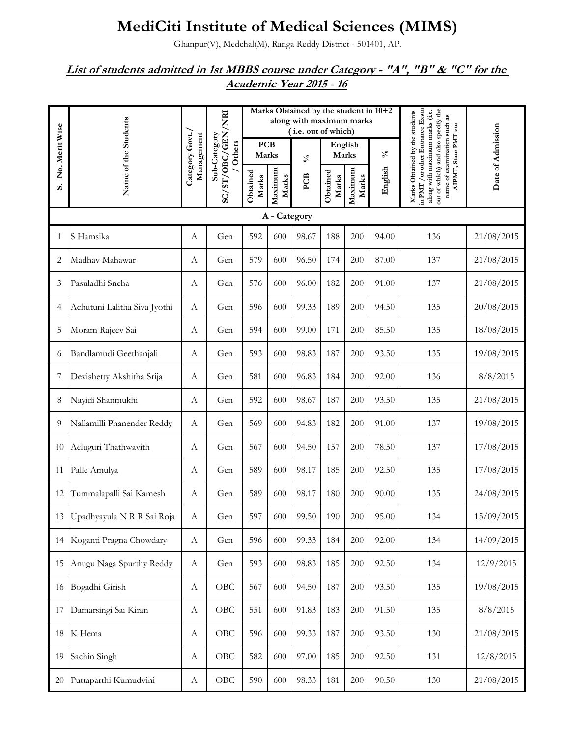# MediCiti Institute of Medical Sciences (MIMS)

Ghanpur(V), Medchal(M), Ranga Reddy District - 501401, AP.

## List of students admitted in 1st MBBS course under Category - "A", "B" & "C" for the Academic Year 2015 - 16

| S. No. Merit Wise | Name of the Students | Category Govt./ Management | Sub-Category SC/ST/OBC/GEN/NRI / Others | Marks Obtained by the student in 10+2 along with maximum marks ( i.e. out of which) | | | | | | Marks Obtained by the students in PMT /or other Entrance Exam along with maximum marks (i.e. out of which) and also specify the name of examination such as AIPMT, State PMT etc | Date of Admission |
|---|---|---|---|---|---|---|---|---|---|---|---|
| | | | | PCB Marks | | % | English Marks | | % | | |
| | | | | Obtained Marks | Maximum Marks | PCB | Obtained Marks | Maximum Marks | English | | |
| **A - Category** | | | | | | | | | | | |
| 1 | S Hamsika | A | Gen | 592 | 600 | 98.67 | 188 | 200 | 94.00 | 136 | 21/08/2015 |
| 2 | Madhav Mahawar | A | Gen | 579 | 600 | 96.50 | 174 | 200 | 87.00 | 137 | 21/08/2015 |
| 3 | Pasuladhi Sneha | A | Gen | 576 | 600 | 96.00 | 182 | 200 | 91.00 | 137 | 21/08/2015 |
| 4 | Achutuni Lalitha Siva Jyothi | A | Gen | 596 | 600 | 99.33 | 189 | 200 | 94.50 | 135 | 20/08/2015 |
| 5 | Moram Rajeev Sai | A | Gen | 594 | 600 | 99.00 | 171 | 200 | 85.50 | 135 | 18/08/2015 |
| 6 | Bandlamudi Geethanjali | A | Gen | 593 | 600 | 98.83 | 187 | 200 | 93.50 | 135 | 19/08/2015 |
| 7 | Devishetty Akshitha Srija | A | Gen | 581 | 600 | 96.83 | 184 | 200 | 92.00 | 136 | 8/8/2015 |
| 8 | Nayidi Shanmukhi | A | Gen | 592 | 600 | 98.67 | 187 | 200 | 93.50 | 135 | 21/08/2015 |
| 9 | Nallamilli Phanender Reddy | A | Gen | 569 | 600 | 94.83 | 182 | 200 | 91.00 | 137 | 19/08/2015 |
| 10 | Aeluguri Thathwavith | A | Gen | 567 | 600 | 94.50 | 157 | 200 | 78.50 | 137 | 17/08/2015 |
| 11 | Palle Amulya | A | Gen | 589 | 600 | 98.17 | 185 | 200 | 92.50 | 135 | 17/08/2015 |
| 12 | Tummalapalli Sai Kamesh | A | Gen | 589 | 600 | 98.17 | 180 | 200 | 90.00 | 135 | 24/08/2015 |
| 13 | Upadhyayula N R R Sai Roja | A | Gen | 597 | 600 | 99.50 | 190 | 200 | 95.00 | 134 | 15/09/2015 |
| 14 | Koganti Pragna Chowdary | A | Gen | 596 | 600 | 99.33 | 184 | 200 | 92.00 | 134 | 14/09/2015 |
| 15 | Anugu Naga Spurthy Reddy | A | Gen | 593 | 600 | 98.83 | 185 | 200 | 92.50 | 134 | 12/9/2015 |
| 16 | Bogadhi Girish | A | OBC | 567 | 600 | 94.50 | 187 | 200 | 93.50 | 135 | 19/08/2015 |
| 17 | Damarsingi Sai Kiran | A | OBC | 551 | 600 | 91.83 | 183 | 200 | 91.50 | 135 | 8/8/2015 |
| 18 | K Hema | A | OBC | 596 | 600 | 99.33 | 187 | 200 | 93.50 | 130 | 21/08/2015 |
| 19 | Sachin Singh | A | OBC | 582 | 600 | 97.00 | 185 | 200 | 92.50 | 131 | 12/8/2015 |
| 20 | Puttaparthi Kumudvini | A | OBC | 590 | 600 | 98.33 | 181 | 200 | 90.50 | 130 | 21/08/2015 |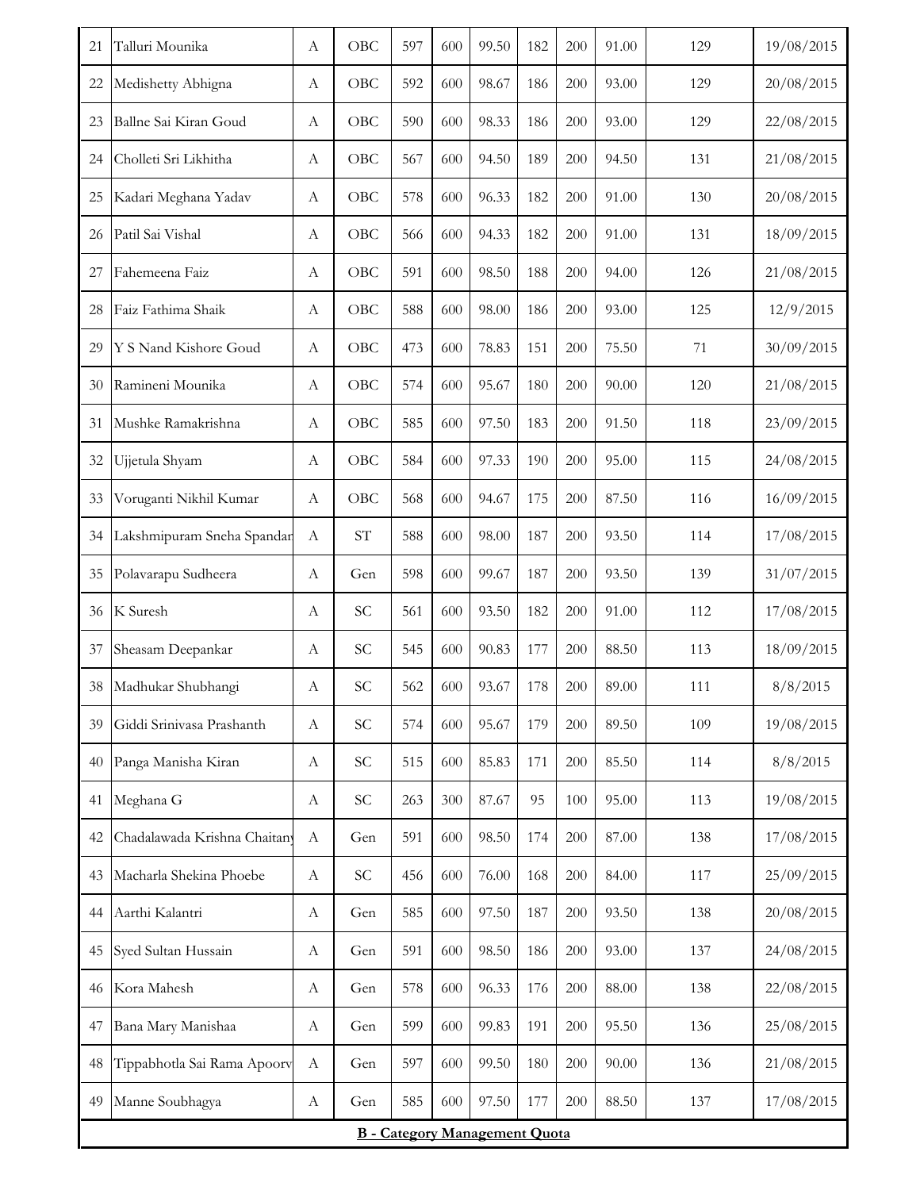| | | | | | | | | | | | |
|---|---|---|---|---|---|---|---|---|---|---|---|
| 21 | Talluri Mounika | A | OBC | 597 | 600 | 99.50 | 182 | 200 | 91.00 | 129 | 19/08/2015 |
| 22 | Medishetty Abhigna | A | OBC | 592 | 600 | 98.67 | 186 | 200 | 93.00 | 129 | 20/08/2015 |
| 23 | Ballne Sai Kiran Goud | A | OBC | 590 | 600 | 98.33 | 186 | 200 | 93.00 | 129 | 22/08/2015 |
| 24 | Cholleti Sri Likhitha | A | OBC | 567 | 600 | 94.50 | 189 | 200 | 94.50 | 131 | 21/08/2015 |
| 25 | Kadari Meghana Yadav | A | OBC | 578 | 600 | 96.33 | 182 | 200 | 91.00 | 130 | 20/08/2015 |
| 26 | Patil Sai Vishal | A | OBC | 566 | 600 | 94.33 | 182 | 200 | 91.00 | 131 | 18/09/2015 |
| 27 | Fahemeena Faiz | A | OBC | 591 | 600 | 98.50 | 188 | 200 | 94.00 | 126 | 21/08/2015 |
| 28 | Faiz Fathima Shaik | A | OBC | 588 | 600 | 98.00 | 186 | 200 | 93.00 | 125 | 12/9/2015 |
| 29 | Y S Nand Kishore Goud | A | OBC | 473 | 600 | 78.83 | 151 | 200 | 75.50 | 71 | 30/09/2015 |
| 30 | Ramineni Mounika | A | OBC | 574 | 600 | 95.67 | 180 | 200 | 90.00 | 120 | 21/08/2015 |
| 31 | Mushke Ramakrishna | A | OBC | 585 | 600 | 97.50 | 183 | 200 | 91.50 | 118 | 23/09/2015 |
| 32 | Ujjetula Shyam | A | OBC | 584 | 600 | 97.33 | 190 | 200 | 95.00 | 115 | 24/08/2015 |
| 33 | Voruganti Nikhil Kumar | A | OBC | 568 | 600 | 94.67 | 175 | 200 | 87.50 | 116 | 16/09/2015 |
| 34 | Lakshmipuram Sneha Spandan | A | ST | 588 | 600 | 98.00 | 187 | 200 | 93.50 | 114 | 17/08/2015 |
| 35 | Polavarapu Sudheera | A | Gen | 598 | 600 | 99.67 | 187 | 200 | 93.50 | 139 | 31/07/2015 |
| 36 | K Suresh | A | SC | 561 | 600 | 93.50 | 182 | 200 | 91.00 | 112 | 17/08/2015 |
| 37 | Sheasam Deepankar | A | SC | 545 | 600 | 90.83 | 177 | 200 | 88.50 | 113 | 18/09/2015 |
| 38 | Madhukar Shubhangi | A | SC | 562 | 600 | 93.67 | 178 | 200 | 89.00 | 111 | 8/8/2015 |
| 39 | Giddi Srinivasa Prashanth | A | SC | 574 | 600 | 95.67 | 179 | 200 | 89.50 | 109 | 19/08/2015 |
| 40 | Panga Manisha Kiran | A | SC | 515 | 600 | 85.83 | 171 | 200 | 85.50 | 114 | 8/8/2015 |
| 41 | Meghana G | A | SC | 263 | 300 | 87.67 | 95 | 100 | 95.00 | 113 | 19/08/2015 |
| 42 | Chadalawada Krishna Chaitany | A | Gen | 591 | 600 | 98.50 | 174 | 200 | 87.00 | 138 | 17/08/2015 |
| 43 | Macharla Shekina Phoebe | A | SC | 456 | 600 | 76.00 | 168 | 200 | 84.00 | 117 | 25/09/2015 |
| 44 | Aarthi Kalantri | A | Gen | 585 | 600 | 97.50 | 187 | 200 | 93.50 | 138 | 20/08/2015 |
| 45 | Syed Sultan Hussain | A | Gen | 591 | 600 | 98.50 | 186 | 200 | 93.00 | 137 | 24/08/2015 |
| 46 | Kora Mahesh | A | Gen | 578 | 600 | 96.33 | 176 | 200 | 88.00 | 138 | 22/08/2015 |
| 47 | Bana Mary Manishaa | A | Gen | 599 | 600 | 99.83 | 191 | 200 | 95.50 | 136 | 25/08/2015 |
| 48 | Tippabhotla Sai Rama Apoorv | A | Gen | 597 | 600 | 99.50 | 180 | 200 | 90.00 | 136 | 21/08/2015 |
| 49 | Manne Soubhagya | A | Gen | 585 | 600 | 97.50 | 177 | 200 | 88.50 | 137 | 17/08/2015 |

**B - Category Management Quota**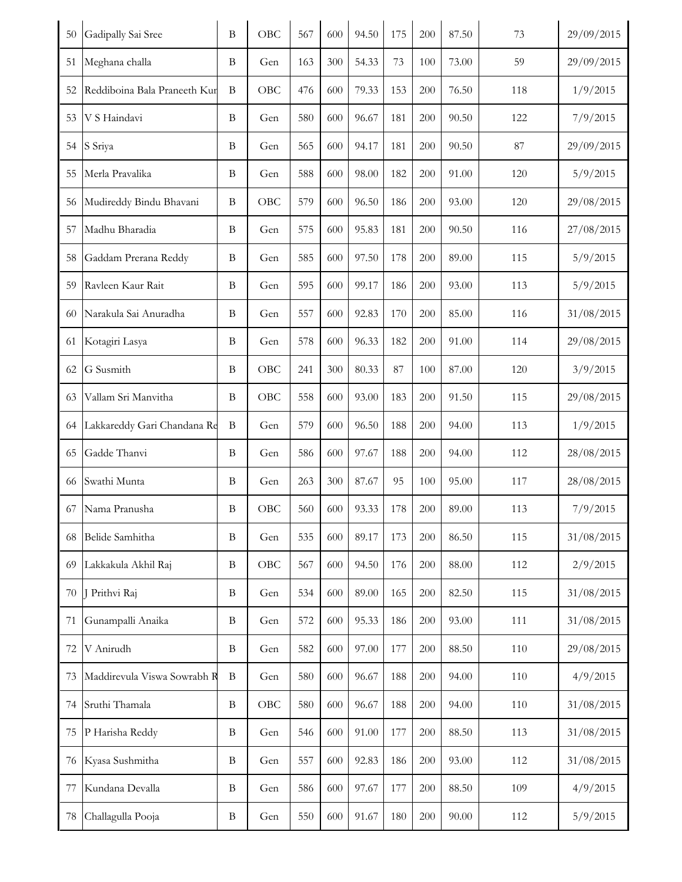| | | | | | | | | | | | |
|---|---|---|---|---|---|---|---|---|---|---|---|
| 50 | Gadipally Sai Sree | B | OBC | 567 | 600 | 94.50 | 175 | 200 | 87.50 | 73 | 29/09/2015 |
| 51 | Meghana challa | B | Gen | 163 | 300 | 54.33 | 73 | 100 | 73.00 | 59 | 29/09/2015 |
| 52 | Reddiboina Bala Praneeth Kur | B | OBC | 476 | 600 | 79.33 | 153 | 200 | 76.50 | 118 | 1/9/2015 |
| 53 | V S Haindavi | B | Gen | 580 | 600 | 96.67 | 181 | 200 | 90.50 | 122 | 7/9/2015 |
| 54 | S Sriya | B | Gen | 565 | 600 | 94.17 | 181 | 200 | 90.50 | 87 | 29/09/2015 |
| 55 | Merla Pravalika | B | Gen | 588 | 600 | 98.00 | 182 | 200 | 91.00 | 120 | 5/9/2015 |
| 56 | Mudireddy Bindu Bhavani | B | OBC | 579 | 600 | 96.50 | 186 | 200 | 93.00 | 120 | 29/08/2015 |
| 57 | Madhu Bharadia | B | Gen | 575 | 600 | 95.83 | 181 | 200 | 90.50 | 116 | 27/08/2015 |
| 58 | Gaddam Prerana Reddy | B | Gen | 585 | 600 | 97.50 | 178 | 200 | 89.00 | 115 | 5/9/2015 |
| 59 | Ravleen Kaur Rait | B | Gen | 595 | 600 | 99.17 | 186 | 200 | 93.00 | 113 | 5/9/2015 |
| 60 | Narakula Sai Anuradha | B | Gen | 557 | 600 | 92.83 | 170 | 200 | 85.00 | 116 | 31/08/2015 |
| 61 | Kotagiri Lasya | B | Gen | 578 | 600 | 96.33 | 182 | 200 | 91.00 | 114 | 29/08/2015 |
| 62 | G Susmith | B | OBC | 241 | 300 | 80.33 | 87 | 100 | 87.00 | 120 | 3/9/2015 |
| 63 | Vallam Sri Manvitha | B | OBC | 558 | 600 | 93.00 | 183 | 200 | 91.50 | 115 | 29/08/2015 |
| 64 | Lakkareddy Gari Chandana Re | B | Gen | 579 | 600 | 96.50 | 188 | 200 | 94.00 | 113 | 1/9/2015 |
| 65 | Gadde Thanvi | B | Gen | 586 | 600 | 97.67 | 188 | 200 | 94.00 | 112 | 28/08/2015 |
| 66 | Swathi Munta | B | Gen | 263 | 300 | 87.67 | 95 | 100 | 95.00 | 117 | 28/08/2015 |
| 67 | Nama Pranusha | B | OBC | 560 | 600 | 93.33 | 178 | 200 | 89.00 | 113 | 7/9/2015 |
| 68 | Belide Samhitha | B | Gen | 535 | 600 | 89.17 | 173 | 200 | 86.50 | 115 | 31/08/2015 |
| 69 | Lakkakula Akhil Raj | B | OBC | 567 | 600 | 94.50 | 176 | 200 | 88.00 | 112 | 2/9/2015 |
| 70 | J Prithvi Raj | B | Gen | 534 | 600 | 89.00 | 165 | 200 | 82.50 | 115 | 31/08/2015 |
| 71 | Gunampalli Anaika | B | Gen | 572 | 600 | 95.33 | 186 | 200 | 93.00 | 111 | 31/08/2015 |
| 72 | V Anirudh | B | Gen | 582 | 600 | 97.00 | 177 | 200 | 88.50 | 110 | 29/08/2015 |
| 73 | Maddirevula Viswa Sowrabh R | B | Gen | 580 | 600 | 96.67 | 188 | 200 | 94.00 | 110 | 4/9/2015 |
| 74 | Sruthi Thamala | B | OBC | 580 | 600 | 96.67 | 188 | 200 | 94.00 | 110 | 31/08/2015 |
| 75 | P Harisha Reddy | B | Gen | 546 | 600 | 91.00 | 177 | 200 | 88.50 | 113 | 31/08/2015 |
| 76 | Kyasa Sushmitha | B | Gen | 557 | 600 | 92.83 | 186 | 200 | 93.00 | 112 | 31/08/2015 |
| 77 | Kundana Devalla | B | Gen | 586 | 600 | 97.67 | 177 | 200 | 88.50 | 109 | 4/9/2015 |
| 78 | Challagulla Pooja | B | Gen | 550 | 600 | 91.67 | 180 | 200 | 90.00 | 112 | 5/9/2015 |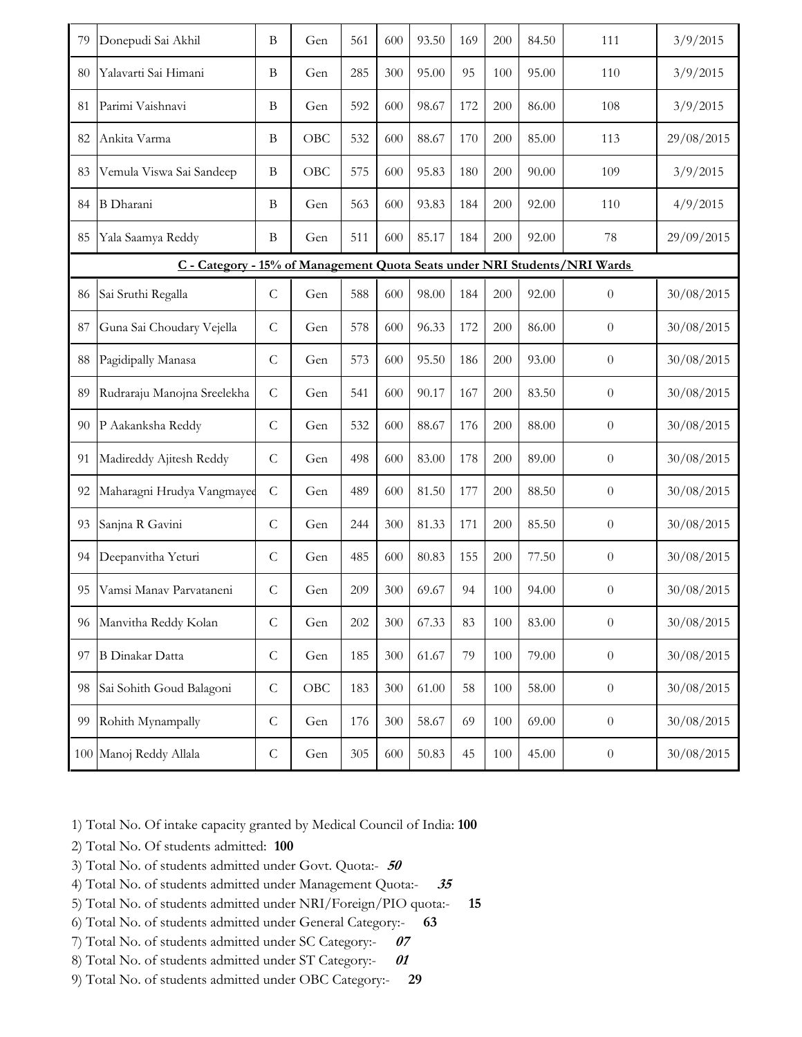| 79 | Donepudi Sai Akhil | B | Gen | 561 | 600 | 93.50 | 169 | 200 | 84.50 | 111 | 3/9/2015 |
|---|---|---|---|---|---|---|---|---|---|---|---|
| 80 | Yalavarti Sai Himani | B | Gen | 285 | 300 | 95.00 | 95 | 100 | 95.00 | 110 | 3/9/2015 |
| 81 | Parimi Vaishnavi | B | Gen | 592 | 600 | 98.67 | 172 | 200 | 86.00 | 108 | 3/9/2015 |
| 82 | Ankita Varma | B | OBC | 532 | 600 | 88.67 | 170 | 200 | 85.00 | 113 | 29/08/2015 |
| 83 | Vemula Viswa Sai Sandeep | B | OBC | 575 | 600 | 95.83 | 180 | 200 | 90.00 | 109 | 3/9/2015 |
| 84 | B Dharani | B | Gen | 563 | 600 | 93.83 | 184 | 200 | 92.00 | 110 | 4/9/2015 |
| 85 | Yala Saamya Reddy | B | Gen | 511 | 600 | 85.17 | 184 | 200 | 92.00 | 78 | 29/09/2015 |
| **C - Category - 15% of Management Quota Seats under NRI Students/NRI Wards** | | | | | | | | | | | |
| 86 | Sai Sruthi Regalla | C | Gen | 588 | 600 | 98.00 | 184 | 200 | 92.00 | 0 | 30/08/2015 |
| 87 | Guna Sai Choudary Vejella | C | Gen | 578 | 600 | 96.33 | 172 | 200 | 86.00 | 0 | 30/08/2015 |
| 88 | Pagidipally Manasa | C | Gen | 573 | 600 | 95.50 | 186 | 200 | 93.00 | 0 | 30/08/2015 |
| 89 | Rudraraju Manojna Sreelekha | C | Gen | 541 | 600 | 90.17 | 167 | 200 | 83.50 | 0 | 30/08/2015 |
| 90 | P Aakanksha Reddy | C | Gen | 532 | 600 | 88.67 | 176 | 200 | 88.00 | 0 | 30/08/2015 |
| 91 | Madireddy Ajitesh Reddy | C | Gen | 498 | 600 | 83.00 | 178 | 200 | 89.00 | 0 | 30/08/2015 |
| 92 | Maharagni Hrudya Vangmayee | C | Gen | 489 | 600 | 81.50 | 177 | 200 | 88.50 | 0 | 30/08/2015 |
| 93 | Sanjna R Gavini | C | Gen | 244 | 300 | 81.33 | 171 | 200 | 85.50 | 0 | 30/08/2015 |
| 94 | Deepanvitha Yeturi | C | Gen | 485 | 600 | 80.83 | 155 | 200 | 77.50 | 0 | 30/08/2015 |
| 95 | Vamsi Manav Parvataneni | C | Gen | 209 | 300 | 69.67 | 94 | 100 | 94.00 | 0 | 30/08/2015 |
| 96 | Manvitha Reddy Kolan | C | Gen | 202 | 300 | 67.33 | 83 | 100 | 83.00 | 0 | 30/08/2015 |
| 97 | B Dinakar Datta | C | Gen | 185 | 300 | 61.67 | 79 | 100 | 79.00 | 0 | 30/08/2015 |
| 98 | Sai Sohith Goud Balagoni | C | OBC | 183 | 300 | 61.00 | 58 | 100 | 58.00 | 0 | 30/08/2015 |
| 99 | Rohith Mynampally | C | Gen | 176 | 300 | 58.67 | 69 | 100 | 69.00 | 0 | 30/08/2015 |
| 100 | Manoj Reddy Allala | C | Gen | 305 | 600 | 50.83 | 45 | 100 | 45.00 | 0 | 30/08/2015 |

1) Total No. Of intake capacity granted by Medical Council of India: **100**

2) Total No. Of students admitted: **100**

3) Total No. of students admitted under Govt. Quota:- ***50***

4) Total No. of students admitted under Management Quota:- ***35***

5) Total No. of students admitted under NRI/Foreign/PIO quota:- **15**

6) Total No. of students admitted under General Category:- **63**

7) Total No. of students admitted under SC Category:- ***07***

8) Total No. of students admitted under ST Category:- ***01***

9) Total No. of students admitted under OBC Category:- **29**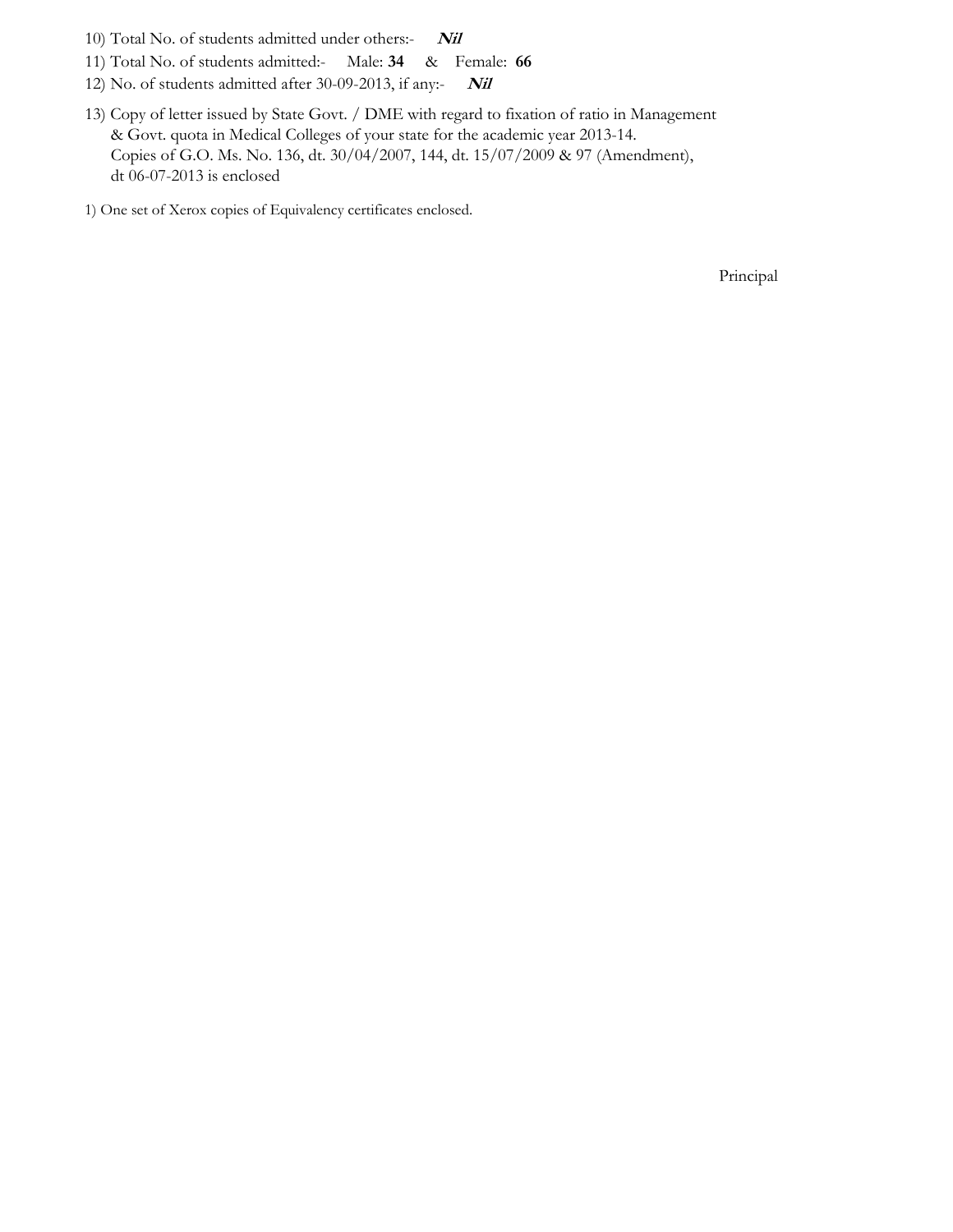10) Total No. of students admitted under others:- ***Nil***

11) Total No. of students admitted:- Male: **34** & Female: **66**

12) No. of students admitted after 30-09-2013, if any:- ***Nil***

13) Copy of letter issued by State Govt. / DME with regard to fixation of ratio in Management & Govt. quota in Medical Colleges of your state for the academic year 2013-14.
Copies of G.O. Ms. No. 136, dt. 30/04/2007, 144, dt. 15/07/2009 & 97 (Amendment), dt 06-07-2013 is enclosed

1) One set of Xerox copies of Equivalency certificates enclosed.

Principal